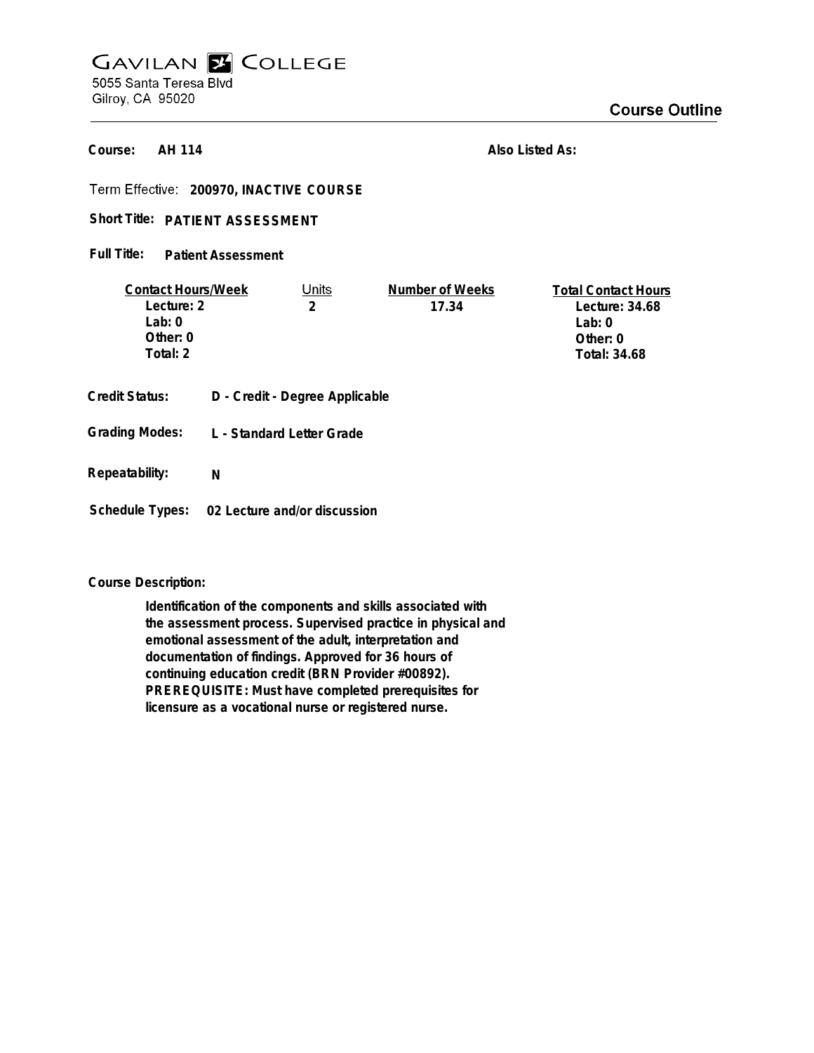# GAVILAN COLLEGE

5055 Santa Teresa Blvd
Gilroy, CA 95020

## Course Outline

**Course:** AH 114

**Also Listed As:**

**Term Effective:** 200970, INACTIVE COURSE

**Short Title:** PATIENT ASSESSMENT

**Full Title:** Patient Assessment

| Contact Hours/Week | Units | Number of Weeks | Total Contact Hours |
|---|---|---|---|
| Lecture: 2 | 2 | 17.34 | Lecture: 34.68 |
| Lab: 0 | | | Lab: 0 |
| Other: 0 | | | Other: 0 |
| Total: 2 | | | Total: 34.68 |

**Credit Status:** D - Credit - Degree Applicable

**Grading Modes:** L - Standard Letter Grade

**Repeatability:** N

**Schedule Types:** 02 Lecture and/or discussion

**Course Description:**

Identification of the components and skills associated with the assessment process. Supervised practice in physical and emotional assessment of the adult, interpretation and documentation of findings. Approved for 36 hours of continuing education credit (BRN Provider #00892). PREREQUISITE: Must have completed prerequisites for licensure as a vocational nurse or registered nurse.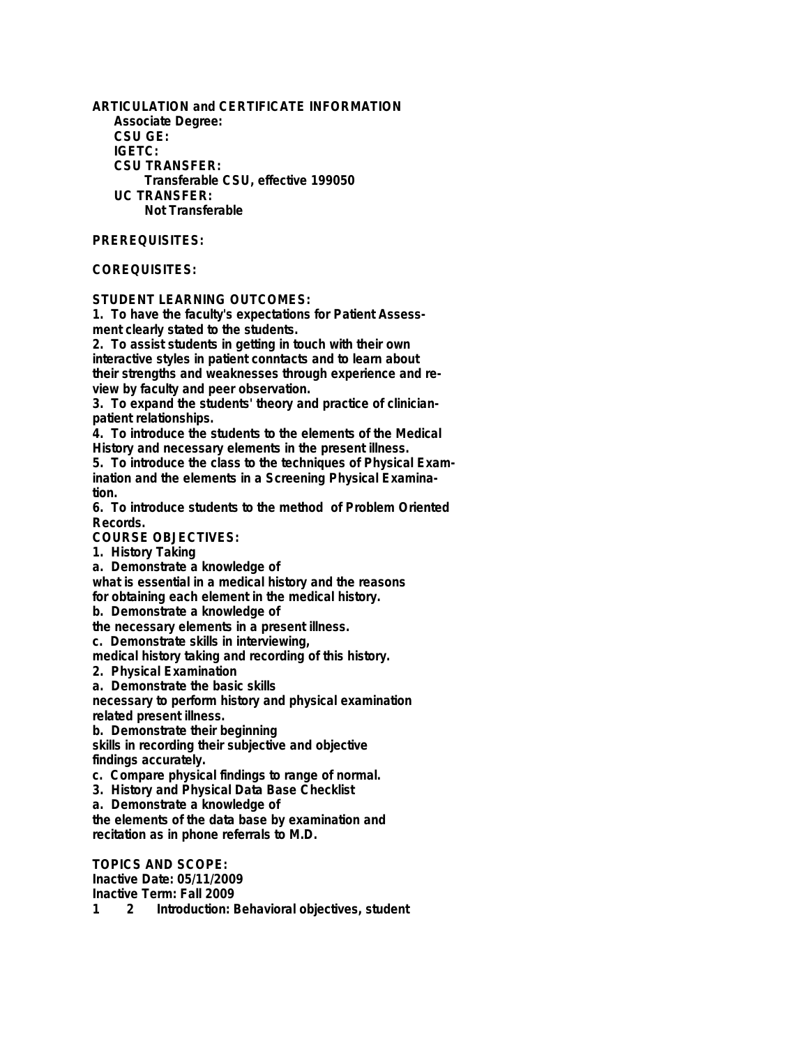**ARTICULATION and CERTIFICATE INFORMATION**

**Associate Degree:**

**CSU GE:**

**IGETC:**

**CSU TRANSFER:**

Transferable CSU, effective 199050

**UC TRANSFER:**

Not Transferable

**PREREQUISITES:**

**COREQUISITES:**

**STUDENT LEARNING OUTCOMES:**

1. To have the faculty's expectations for Patient Assessment clearly stated to the students.
2. To assist students in getting in touch with their own interactive styles in patient conntacts and to learn about their strengths and weaknesses through experience and review by faculty and peer observation.
3. To expand the students' theory and practice of clinician-patient relationships.
4. To introduce the students to the elements of the Medical History and necessary elements in the present illness.
5. To introduce the class to the techniques of Physical Examination and the elements in a Screening Physical Examination.
6. To introduce students to the method of Problem Oriented Records.

**COURSE OBJECTIVES:**

1. History Taking
   a. Demonstrate a knowledge of what is essential in a medical history and the reasons for obtaining each element in the medical history.
   b. Demonstrate a knowledge of the necessary elements in a present illness.
   c. Demonstrate skills in interviewing, medical history taking and recording of this history.
2. Physical Examination
   a. Demonstrate the basic skills necessary to perform history and physical examination related present illness.
   b. Demonstrate their beginning skills in recording their subjective and objective findings accurately.
   c. Compare physical findings to range of normal.
3. History and Physical Data Base Checklist
   a. Demonstrate a knowledge of the elements of the data base by examination and recitation as in phone referrals to M.D.

**TOPICS AND SCOPE:**

Inactive Date: 05/11/2009

Inactive Term: Fall 2009

1 2 Introduction: Behavioral objectives, student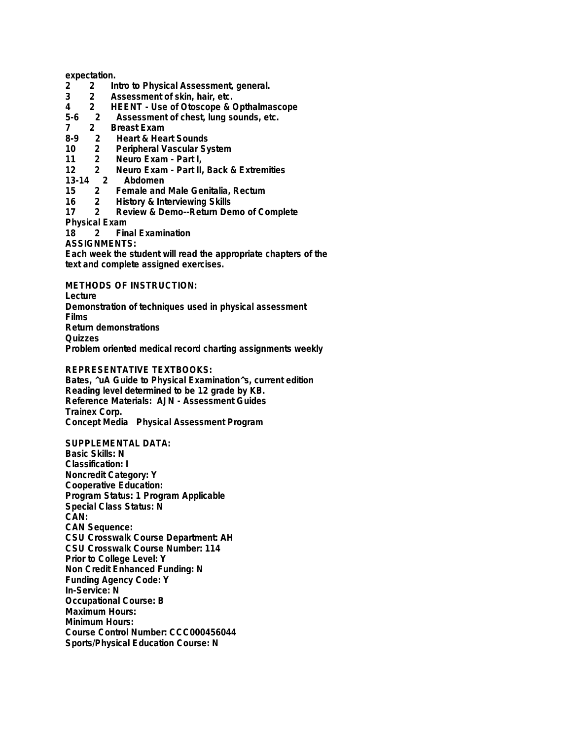expectation.

2 2 Intro to Physical Assessment, general.
3 2 Assessment of skin, hair, etc.
4 2 HEENT - Use of Otoscope & Opthalmascope
5-6 2 Assessment of chest, lung sounds, etc.
7 2 Breast Exam
8-9 2 Heart & Heart Sounds
10 2 Peripheral Vascular System
11 2 Neuro Exam - Part I,
12 2 Neuro Exam - Part II, Back & Extremities
13-14 2 Abdomen
15 2 Female and Male Genitalia, Rectum
16 2 History & Interviewing Skills
17 2 Review & Demo--Return Demo of Complete Physical Exam
18 2 Final Examination

**ASSIGNMENTS:**

Each week the student will read the appropriate chapters of the text and complete assigned exercises.

**METHODS OF INSTRUCTION:**

Lecture
Demonstration of techniques used in physical assessment
Films
Return demonstrations
Quizzes
Problem oriented medical record charting assignments weekly

**REPRESENTATIVE TEXTBOOKS:**

Bates, ^uA Guide to Physical Examination^s, current edition
Reading level determined to be 12 grade by KB.
Reference Materials: AJN - Assessment Guides
Trainex Corp.
Concept Media Physical Assessment Program

**SUPPLEMENTAL DATA:**

Basic Skills: N
Classification: I
Noncredit Category: Y
Cooperative Education:
Program Status: 1 Program Applicable
Special Class Status: N
CAN:
CAN Sequence:
CSU Crosswalk Course Department: AH
CSU Crosswalk Course Number: 114
Prior to College Level: Y
Non Credit Enhanced Funding: N
Funding Agency Code: Y
In-Service: N
Occupational Course: B
Maximum Hours:
Minimum Hours:
Course Control Number: CCC000456044
Sports/Physical Education Course: N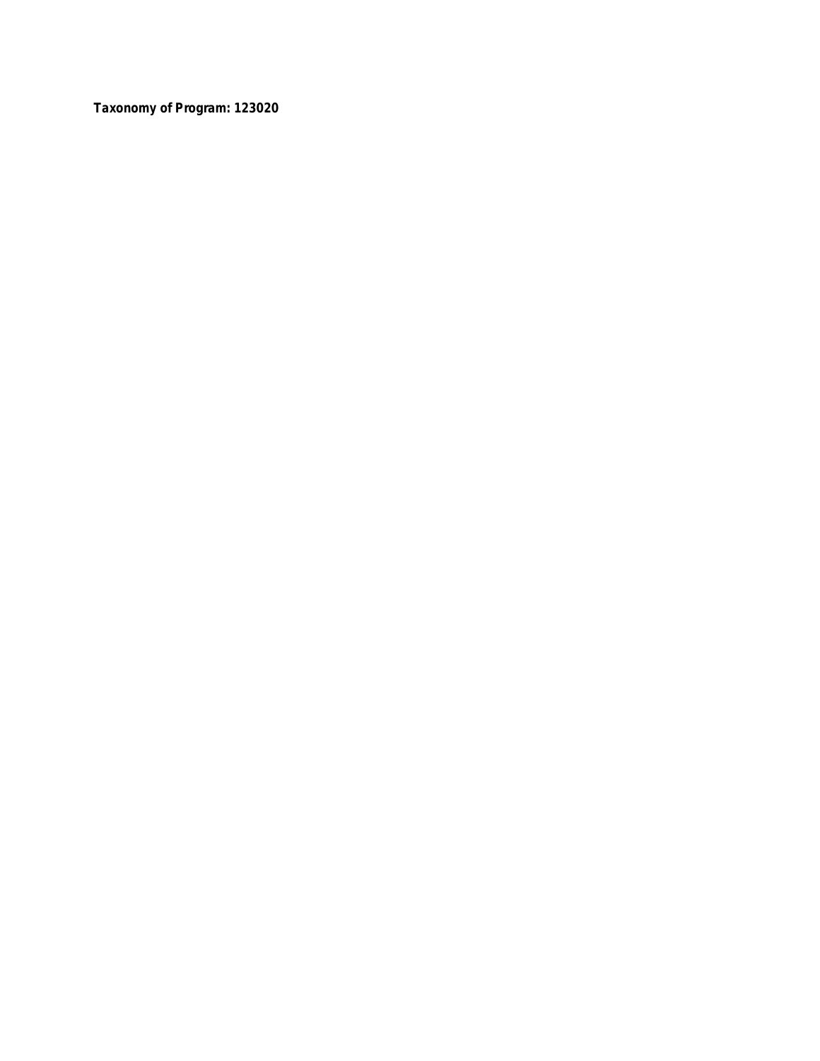***Taxonomy of Program: 123020***